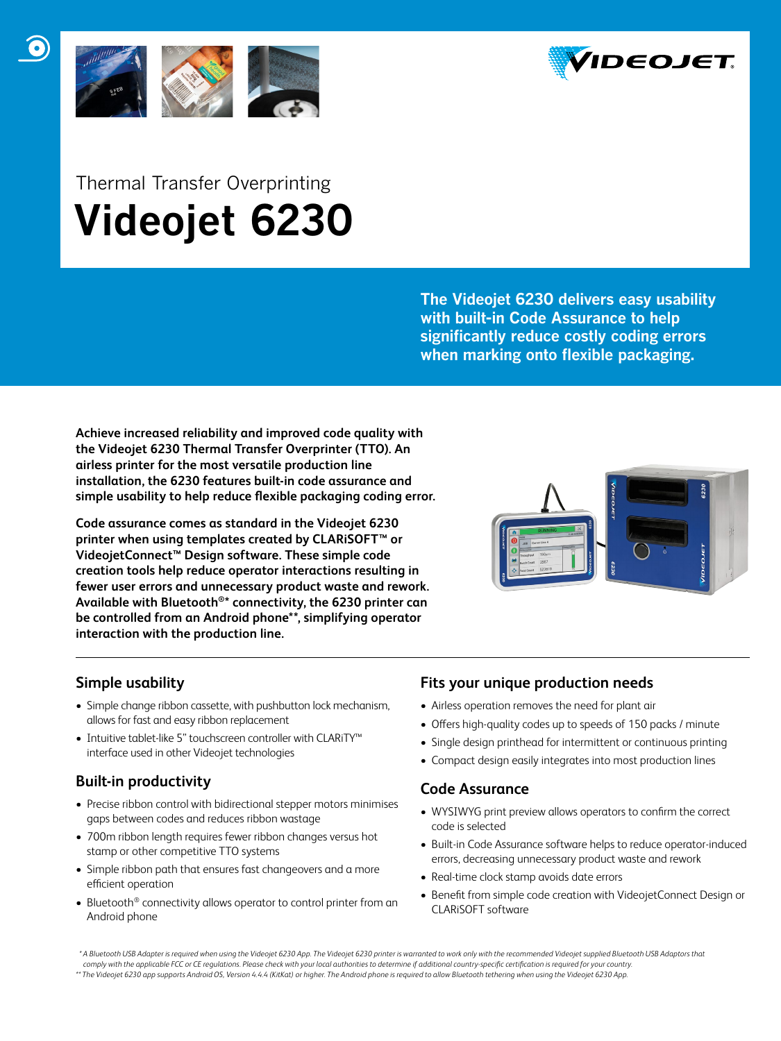Thermal Transfer Overprinting

# Videojet 6230

**The Videojet 6230 delivers easy usability with built-in Code Assurance to help significantly reduce costly coding errors when marking onto flexible packaging.**

**Achieve increased reliability and improved code quality with the Videojet 6230 Thermal Transfer Overprinter (TTO). An airless printer for the most versatile production line installation, the 6230 features built-in code assurance and simple usability to help reduce flexible packaging coding error.**

**Code assurance comes as standard in the Videojet 6230 printer when using templates created by CLARiSOFT™ or VideojetConnect™ Design software. These simple code creation tools help reduce operator interactions resulting in fewer user errors and unnecessary product waste and rework. Available with Bluetooth®* connectivity, the 6230 printer can be controlled from an Android phone**, simplifying operator interaction with the production line.**

## Simple usability

- Simple change ribbon cassette, with pushbutton lock mechanism, allows for fast and easy ribbon replacement
- Intuitive tablet-like 5" touchscreen controller with CLARiTY™ interface used in other Videojet technologies

## Built-in productivity

- Precise ribbon control with bidirectional stepper motors minimises gaps between codes and reduces ribbon wastage
- 700m ribbon length requires fewer ribbon changes versus hot stamp or other competitive TTO systems
- Simple ribbon path that ensures fast changeovers and a more efficient operation
- Bluetooth® connectivity allows operator to control printer from an Android phone

## Fits your unique production needs

- Airless operation removes the need for plant air
- Offers high-quality codes up to speeds of 150 packs / minute
- Single design printhead for intermittent or continuous printing
- Compact design easily integrates into most production lines

## Code Assurance

- WYSIWYG print preview allows operators to confirm the correct code is selected
- Built-in Code Assurance software helps to reduce operator-induced errors, decreasing unnecessary product waste and rework
- Real-time clock stamp avoids date errors
- Benefit from simple code creation with VideojetConnect Design or CLARiSOFT software

*\* A Bluetooth USB Adapter is required when using the Videojet 6230 App. The Videojet 6230 printer is warranted to work only with the recommended Videojet supplied Bluetooth USB Adaptors that comply with the applicable FCC or CE regulations. Please check with your local authorities to determine if additional country-specific certification is required for your country.*

*\*\* The Videojet 6230 app supports Android OS, Version 4.4.4 (KitKat) or higher. The Android phone is required to allow Bluetooth tethering when using the Videojet 6230 App.*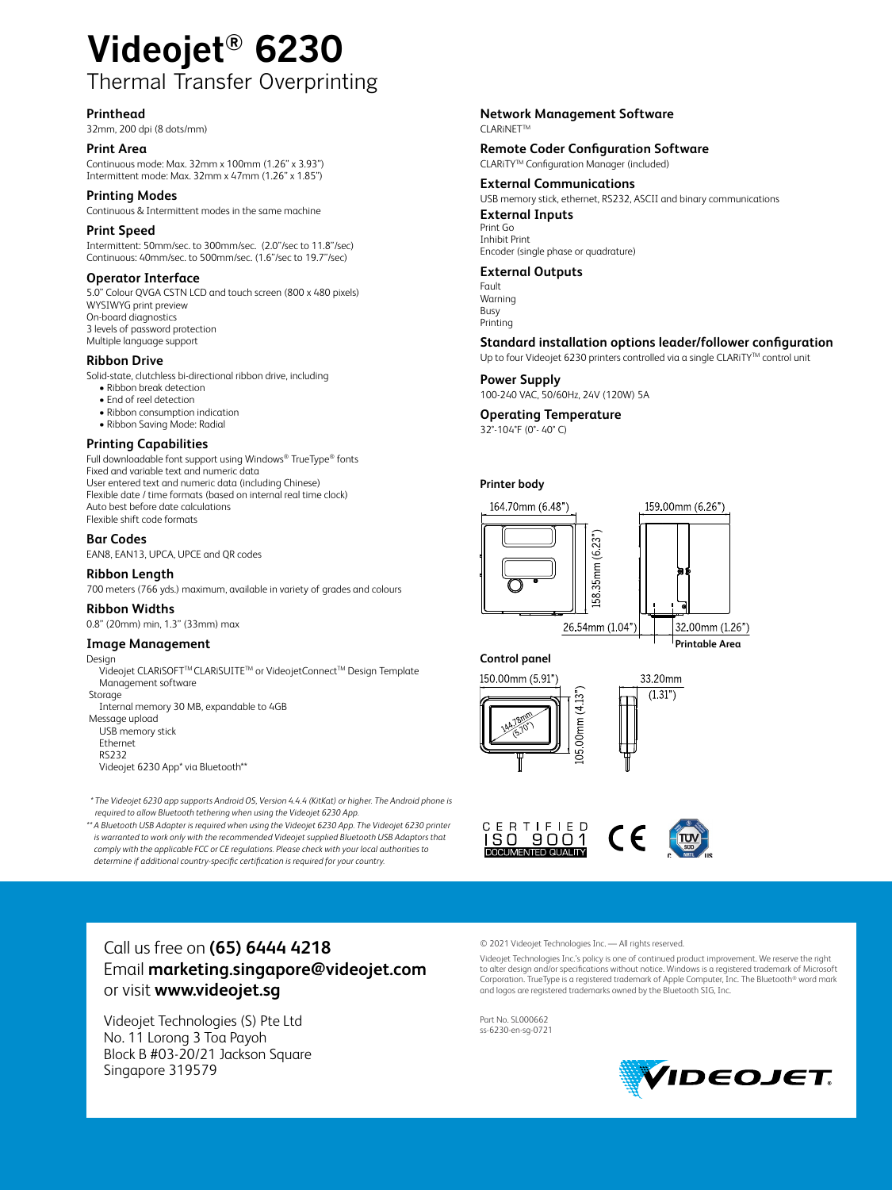# Videojet® 6230

## Thermal Transfer Overprinting

### Printhead

32mm, 200 dpi (8 dots/mm)

### Print Area

Continuous mode: Max. 32mm x 100mm (1.26" x 3.93")
Intermittent mode: Max. 32mm x 47mm (1.26" x 1.85")

### Printing Modes

Continuous & Intermittent modes in the same machine

### Print Speed

Intermittent: 50mm/sec. to 300mm/sec. (2.0"/sec to 11.8"/sec)
Continuous: 40mm/sec. to 500mm/sec. (1.6"/sec to 19.7"/sec)

### Operator Interface

5.0" Colour QVGA CSTN LCD and touch screen (800 x 480 pixels)
WYSIWYG print preview
On-board diagnostics
3 levels of password protection
Multiple language support

### Ribbon Drive

Solid-state, clutchless bi-directional ribbon drive, including

- Ribbon break detection
- End of reel detection
- Ribbon consumption indication
- Ribbon Saving Mode: Radial

### Printing Capabilities

Full downloadable font support using Windows® TrueType® fonts
Fixed and variable text and numeric data
User entered text and numeric data (including Chinese)
Flexible date / time formats (based on internal real time clock)
Auto best before date calculations
Flexible shift code formats

### Bar Codes

EAN8, EAN13, UPCA, UPCE and QR codes

### Ribbon Length

700 meters (766 yds.) maximum, available in variety of grades and colours

### Ribbon Widths

0.8" (20mm) min, 1.3" (33mm) max

### Image Management

Design
Videojet CLARiSOFT™ CLARiSUITE™ or VideojetConnect™ Design Template Management software
Storage
Internal memory 30 MB, expandable to 4GB
Message upload
USB memory stick
Ethernet
RS232
Videojet 6230 App* via Bluetooth**

*\* The Videojet 6230 app supports Android OS, Version 4.4.4 (KitKat) or higher. The Android phone is required to allow Bluetooth tethering when using the Videojet 6230 App.*

*\*\* A Bluetooth USB Adapter is required when using the Videojet 6230 App. The Videojet 6230 printer is warranted to work only with the recommended Videojet supplied Bluetooth USB Adaptors that comply with the applicable FCC or CE regulations. Please check with your local authorities to determine if additional country-specific certification is required for your country.*

### Network Management Software

CLARiNET™

### Remote Coder Configuration Software

CLARiTY™ Configuration Manager (included)

### External Communications

USB memory stick, ethernet, RS232, ASCII and binary communications

### External Inputs

Print Go
Inhibit Print
Encoder (single phase or quadrature)

### External Outputs

Fault
Warning
Busy
Printing

### Standard installation options leader/follower configuration

Up to four Videojet 6230 printers controlled via a single CLARiTY™ control unit

### Power Supply

100-240 VAC, 50/60Hz, 24V (120W) 5A

### Operating Temperature

32°-104°F (0°- 40° C)

**Printer body**

164.70mm (6.48")
159.00mm (6.26")
158.35mm (6.23")
26.54mm (1.04")
32.00mm (1.26")
Printable Area

**Control panel**

150.00mm (5.91")
144.78mm (5.70")
105.00mm (4.13")
33.20mm (1.31")

CERTIFIED ISO 9001 DOCUMENTED QUALITY

Call us free on **(65) 6444 4218**
Email **marketing.singapore@videojet.com**
or visit **www.videojet.sg**

Videojet Technologies (S) Pte Ltd
No. 11 Lorong 3 Toa Payoh
Block B #03-20/21 Jackson Square
Singapore 319579

© 2021 Videojet Technologies Inc. — All rights reserved.

Videojet Technologies Inc.'s policy is one of continued product improvement. We reserve the right to alter design and/or specifications without notice. Windows is a registered trademark of Microsoft Corporation. TrueType is a registered trademark of Apple Computer, Inc. The Bluetooth® word mark and logos are registered trademarks owned by the Bluetooth SIG, Inc.

Part No. SL000662
ss-6230-en-sg-0721